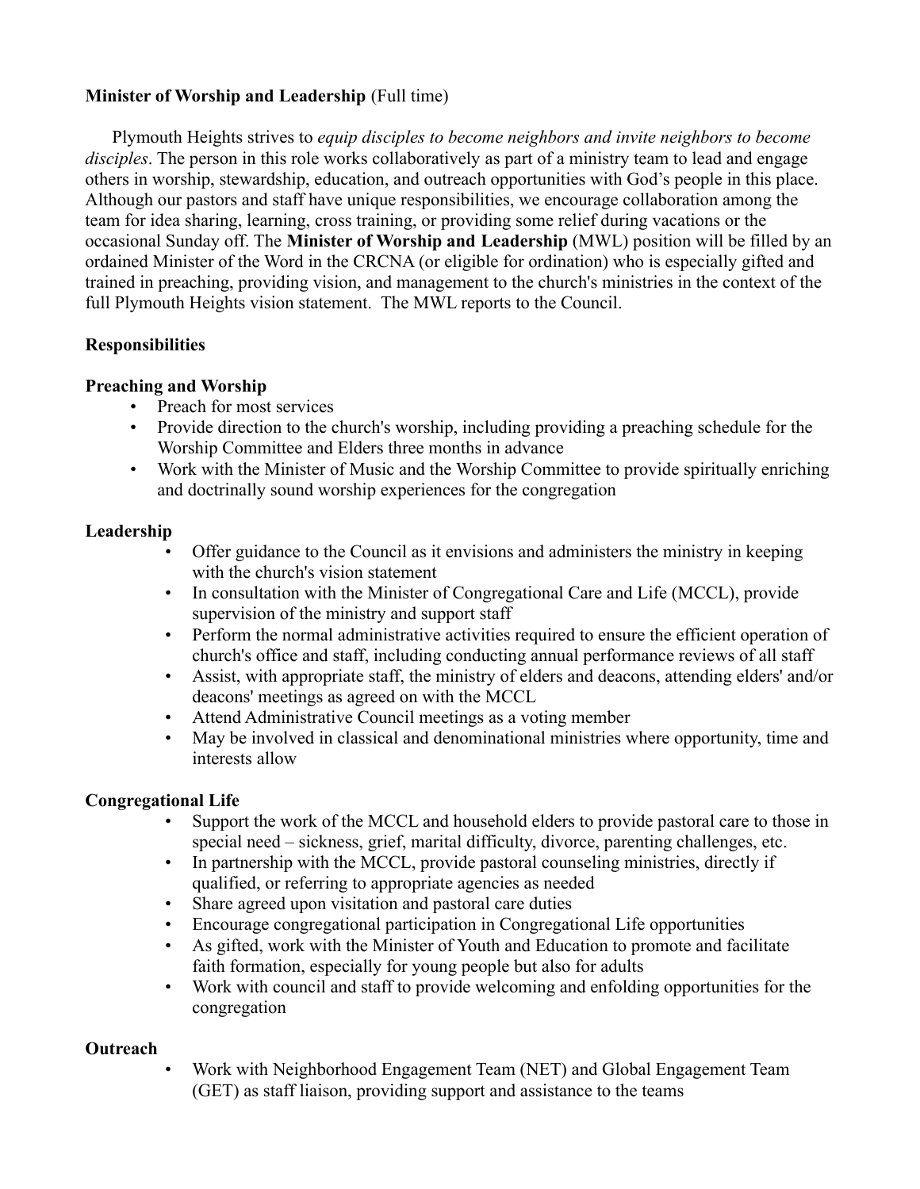**Minister of Worship and Leadership** (Full time)

Plymouth Heights strives to *equip disciples to become neighbors and invite neighbors to become disciples*. The person in this role works collaboratively as part of a ministry team to lead and engage others in worship, stewardship, education, and outreach opportunities with God's people in this place. Although our pastors and staff have unique responsibilities, we encourage collaboration among the team for idea sharing, learning, cross training, or providing some relief during vacations or the occasional Sunday off. The **Minister of Worship and Leadership** (MWL) position will be filled by an ordained Minister of the Word in the CRCNA (or eligible for ordination) who is especially gifted and trained in preaching, providing vision, and management to the church's ministries in the context of the full Plymouth Heights vision statement. The MWL reports to the Council.

**Responsibilities**

**Preaching and Worship**

- Preach for most services
- Provide direction to the church's worship, including providing a preaching schedule for the Worship Committee and Elders three months in advance
- Work with the Minister of Music and the Worship Committee to provide spiritually enriching and doctrinally sound worship experiences for the congregation

**Leadership**

- Offer guidance to the Council as it envisions and administers the ministry in keeping with the church's vision statement
- In consultation with the Minister of Congregational Care and Life (MCCL), provide supervision of the ministry and support staff
- Perform the normal administrative activities required to ensure the efficient operation of church's office and staff, including conducting annual performance reviews of all staff
- Assist, with appropriate staff, the ministry of elders and deacons, attending elders' and/or deacons' meetings as agreed on with the MCCL
- Attend Administrative Council meetings as a voting member
- May be involved in classical and denominational ministries where opportunity, time and interests allow

**Congregational Life**

- Support the work of the MCCL and household elders to provide pastoral care to those in special need – sickness, grief, marital difficulty, divorce, parenting challenges, etc.
- In partnership with the MCCL, provide pastoral counseling ministries, directly if qualified, or referring to appropriate agencies as needed
- Share agreed upon visitation and pastoral care duties
- Encourage congregational participation in Congregational Life opportunities
- As gifted, work with the Minister of Youth and Education to promote and facilitate faith formation, especially for young people but also for adults
- Work with council and staff to provide welcoming and enfolding opportunities for the congregation

**Outreach**

- Work with Neighborhood Engagement Team (NET) and Global Engagement Team (GET) as staff liaison, providing support and assistance to the teams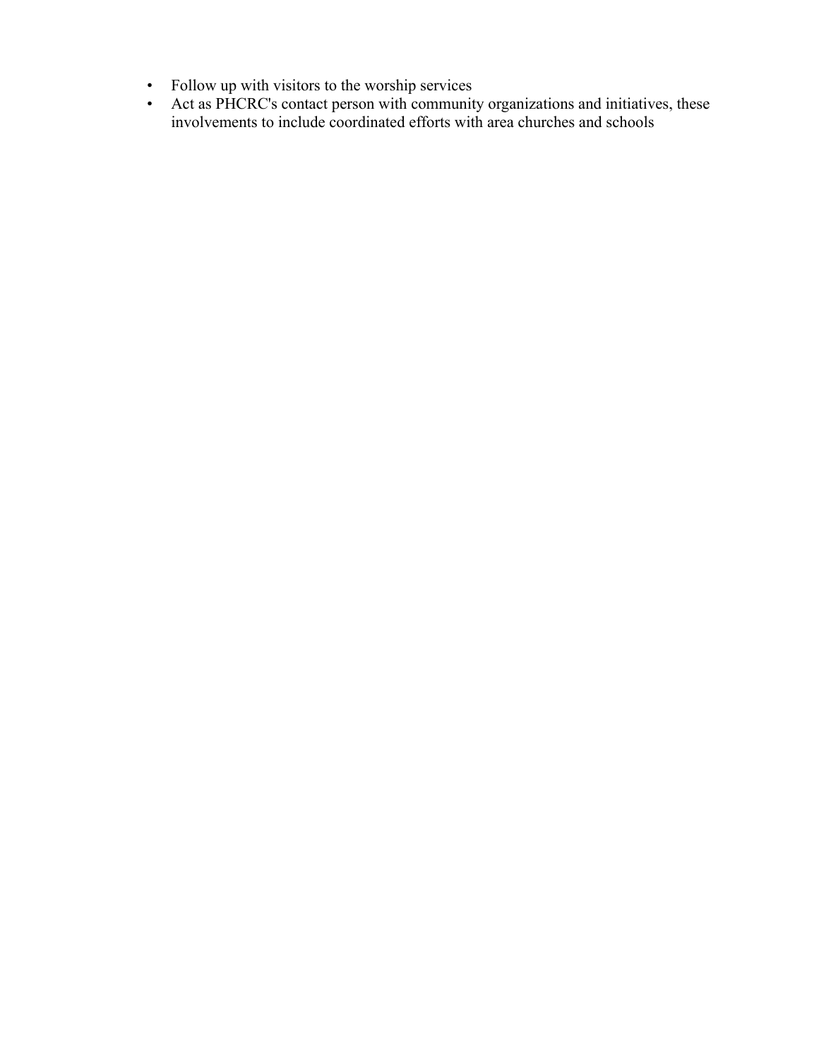- Follow up with visitors to the worship services
- Act as PHCRC's contact person with community organizations and initiatives, these involvements to include coordinated efforts with area churches and schools